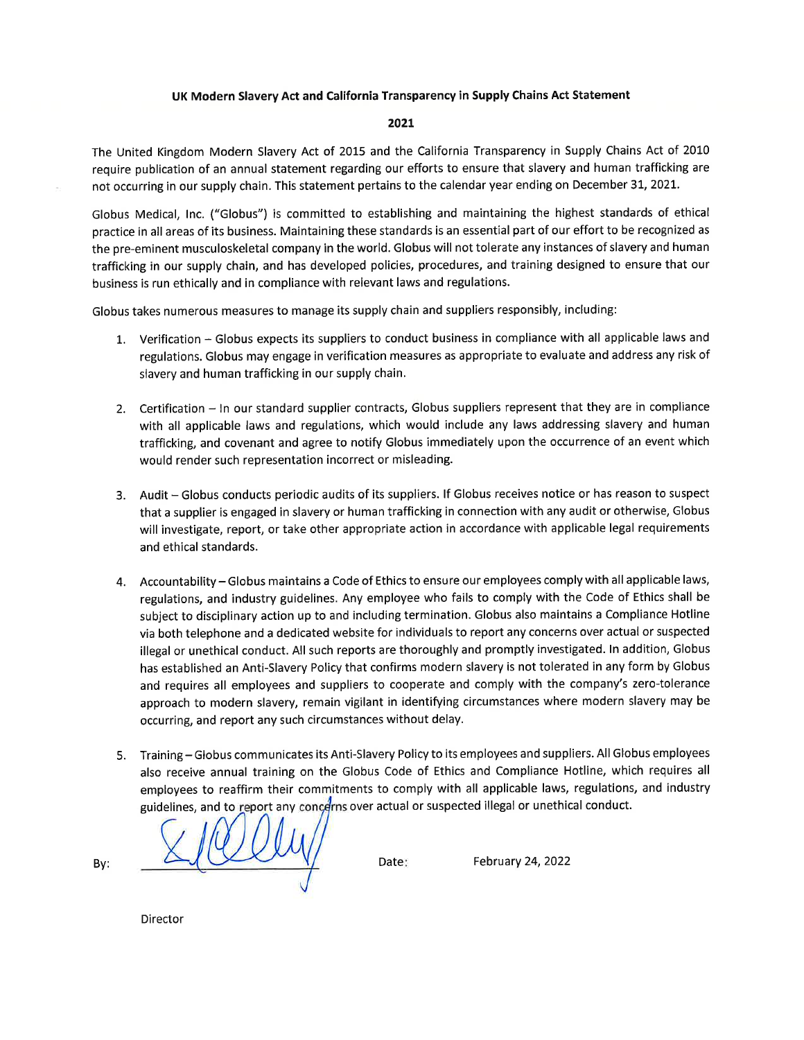**UK Modern Slavery Act and California Transparency in Supply Chains Act Statement**

**2021**

The United Kingdom Modern Slavery Act of 2015 and the California Transparency in Supply Chains Act of 2010 require publication of an annual statement regarding our efforts to ensure that slavery and human trafficking are not occurring in our supply chain. This statement pertains to the calendar year ending on December 31, 2021.

Globus Medical, Inc. ("Globus") is committed to establishing and maintaining the highest standards of ethical practice in all areas of its business. Maintaining these standards is an essential part of our effort to be recognized as the pre-eminent musculoskeletal company in the world. Globus will not tolerate any instances of slavery and human trafficking in our supply chain, and has developed policies, procedures, and training designed to ensure that our business is run ethically and in compliance with relevant laws and regulations.

Globus takes numerous measures to manage its supply chain and suppliers responsibly, including:

1. Verification – Globus expects its suppliers to conduct business in compliance with all applicable laws and regulations. Globus may engage in verification measures as appropriate to evaluate and address any risk of slavery and human trafficking in our supply chain.

2. Certification – In our standard supplier contracts, Globus suppliers represent that they are in compliance with all applicable laws and regulations, which would include any laws addressing slavery and human trafficking, and covenant and agree to notify Globus immediately upon the occurrence of an event which would render such representation incorrect or misleading.

3. Audit – Globus conducts periodic audits of its suppliers. If Globus receives notice or has reason to suspect that a supplier is engaged in slavery or human trafficking in connection with any audit or otherwise, Globus will investigate, report, or take other appropriate action in accordance with applicable legal requirements and ethical standards.

4. Accountability – Globus maintains a Code of Ethics to ensure our employees comply with all applicable laws, regulations, and industry guidelines. Any employee who fails to comply with the Code of Ethics shall be subject to disciplinary action up to and including termination. Globus also maintains a Compliance Hotline via both telephone and a dedicated website for individuals to report any concerns over actual or suspected illegal or unethical conduct. All such reports are thoroughly and promptly investigated. In addition, Globus has established an Anti-Slavery Policy that confirms modern slavery is not tolerated in any form by Globus and requires all employees and suppliers to cooperate and comply with the company's zero-tolerance approach to modern slavery, remain vigilant in identifying circumstances where modern slavery may be occurring, and report any such circumstances without delay.

5. Training – Globus communicates its Anti-Slavery Policy to its employees and suppliers. All Globus employees also receive annual training on the Globus Code of Ethics and Compliance Hotline, which requires all employees to reaffirm their commitments to comply with all applicable laws, regulations, and industry guidelines, and to report any concerns over actual or suspected illegal or unethical conduct.

By: \_\_\_\_\_\_\_\_\_\_\_\_\_\_\_\_\_\_\_\_ Date: February 24, 2022

Director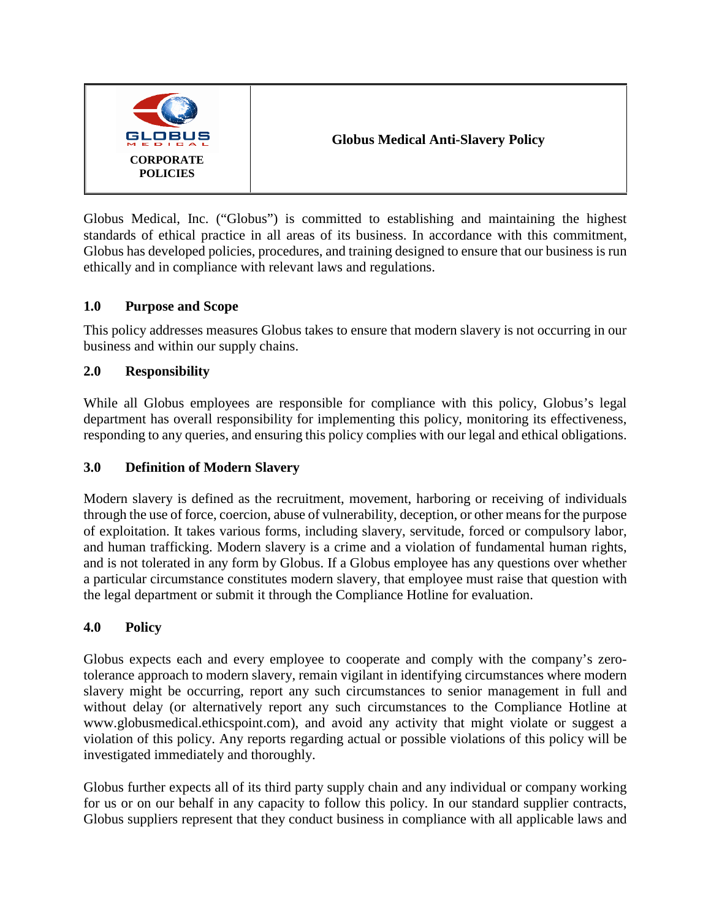| GLOBUS MEDICAL<br>**CORPORATE POLICIES** | **Globus Medical Anti-Slavery Policy** |
|---|---|

Globus Medical, Inc. ("Globus") is committed to establishing and maintaining the highest standards of ethical practice in all areas of its business. In accordance with this commitment, Globus has developed policies, procedures, and training designed to ensure that our business is run ethically and in compliance with relevant laws and regulations.

## 1.0 Purpose and Scope

This policy addresses measures Globus takes to ensure that modern slavery is not occurring in our business and within our supply chains.

## 2.0 Responsibility

While all Globus employees are responsible for compliance with this policy, Globus's legal department has overall responsibility for implementing this policy, monitoring its effectiveness, responding to any queries, and ensuring this policy complies with our legal and ethical obligations.

## 3.0 Definition of Modern Slavery

Modern slavery is defined as the recruitment, movement, harboring or receiving of individuals through the use of force, coercion, abuse of vulnerability, deception, or other means for the purpose of exploitation. It takes various forms, including slavery, servitude, forced or compulsory labor, and human trafficking. Modern slavery is a crime and a violation of fundamental human rights, and is not tolerated in any form by Globus. If a Globus employee has any questions over whether a particular circumstance constitutes modern slavery, that employee must raise that question with the legal department or submit it through the Compliance Hotline for evaluation.

## 4.0 Policy

Globus expects each and every employee to cooperate and comply with the company's zero-tolerance approach to modern slavery, remain vigilant in identifying circumstances where modern slavery might be occurring, report any such circumstances to senior management in full and without delay (or alternatively report any such circumstances to the Compliance Hotline at www.globusmedical.ethicspoint.com), and avoid any activity that might violate or suggest a violation of this policy. Any reports regarding actual or possible violations of this policy will be investigated immediately and thoroughly.

Globus further expects all of its third party supply chain and any individual or company working for us or on our behalf in any capacity to follow this policy. In our standard supplier contracts, Globus suppliers represent that they conduct business in compliance with all applicable laws and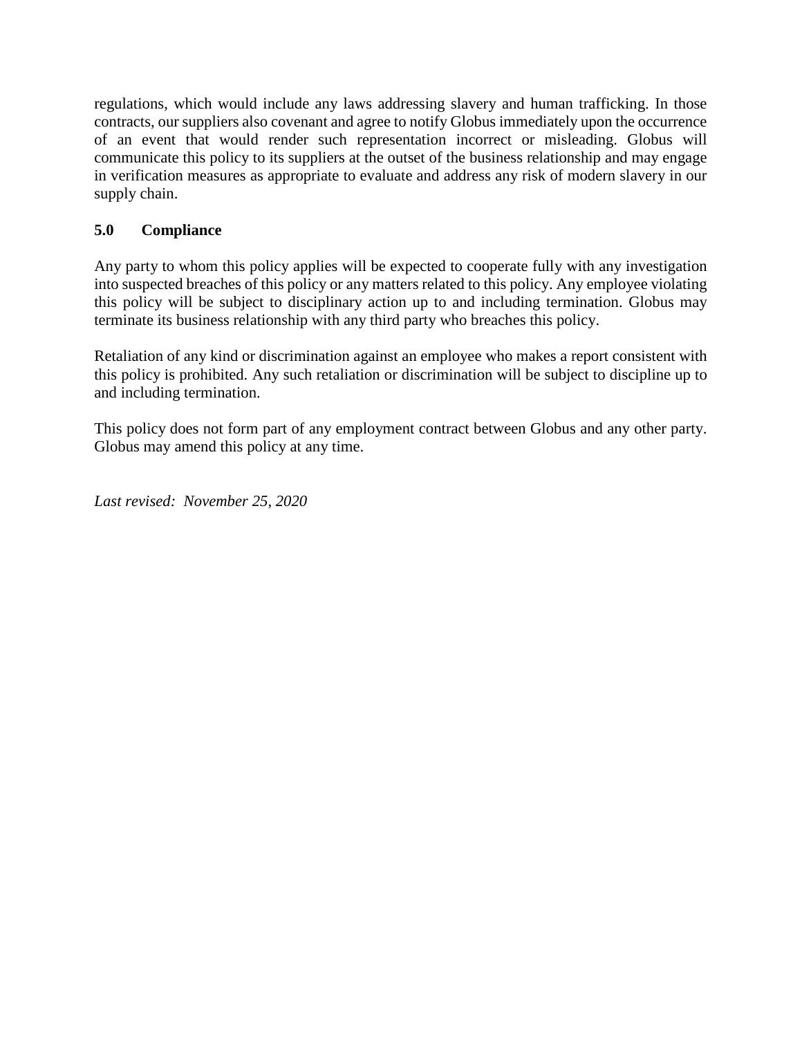regulations, which would include any laws addressing slavery and human trafficking. In those contracts, our suppliers also covenant and agree to notify Globus immediately upon the occurrence of an event that would render such representation incorrect or misleading. Globus will communicate this policy to its suppliers at the outset of the business relationship and may engage in verification measures as appropriate to evaluate and address any risk of modern slavery in our supply chain.

## 5.0 Compliance

Any party to whom this policy applies will be expected to cooperate fully with any investigation into suspected breaches of this policy or any matters related to this policy. Any employee violating this policy will be subject to disciplinary action up to and including termination. Globus may terminate its business relationship with any third party who breaches this policy.

Retaliation of any kind or discrimination against an employee who makes a report consistent with this policy is prohibited. Any such retaliation or discrimination will be subject to discipline up to and including termination.

This policy does not form part of any employment contract between Globus and any other party. Globus may amend this policy at any time.

*Last revised: November 25, 2020*